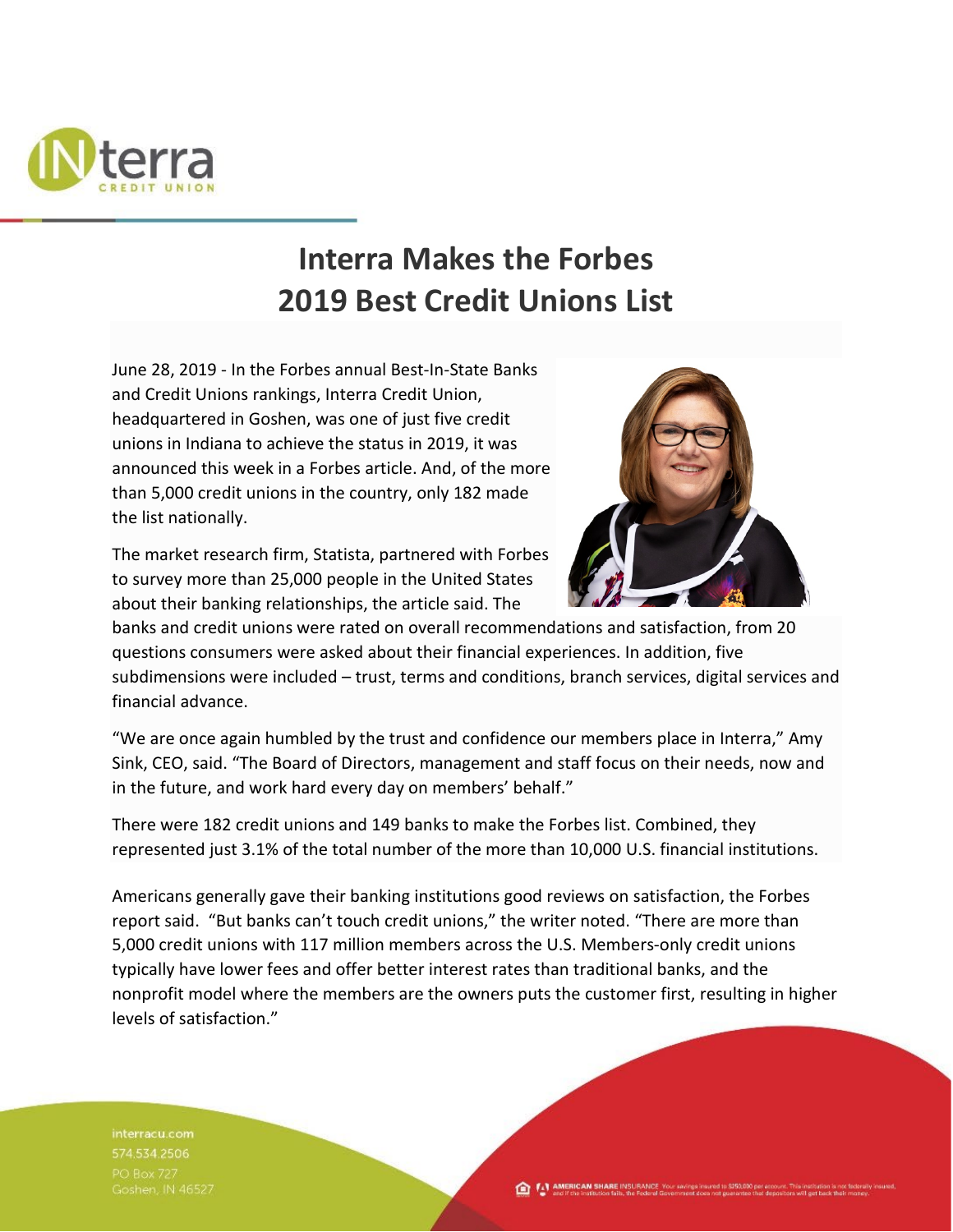# Interra Makes the Forbes 2019 Best Credit Unions List

June 28, 2019 - In the Forbes annual Best-In-State Banks and Credit Unions rankings, Interra Credit Union, headquartered in Goshen, was one of just five credit unions in Indiana to achieve the status in 2019, it was announced this week in a Forbes article. And, of the more than 5,000 credit unions in the country, only 182 made the list nationally.

The market research firm, Statista, partnered with Forbes to survey more than 25,000 people in the United States about their banking relationships, the article said. The banks and credit unions were rated on overall recommendations and satisfaction, from 20 questions consumers were asked about their financial experiences. In addition, five subdimensions were included – trust, terms and conditions, branch services, digital services and financial advance.

"We are once again humbled by the trust and confidence our members place in Interra," Amy Sink, CEO, said. "The Board of Directors, management and staff focus on their needs, now and in the future, and work hard every day on members' behalf."

There were 182 credit unions and 149 banks to make the Forbes list. Combined, they represented just 3.1% of the total number of the more than 10,000 U.S. financial institutions.

Americans generally gave their banking institutions good reviews on satisfaction, the Forbes report said. "But banks can't touch credit unions," the writer noted. "There are more than 5,000 credit unions with 117 million members across the U.S. Members-only credit unions typically have lower fees and offer better interest rates than traditional banks, and the nonprofit model where the members are the owners puts the customer first, resulting in higher levels of satisfaction."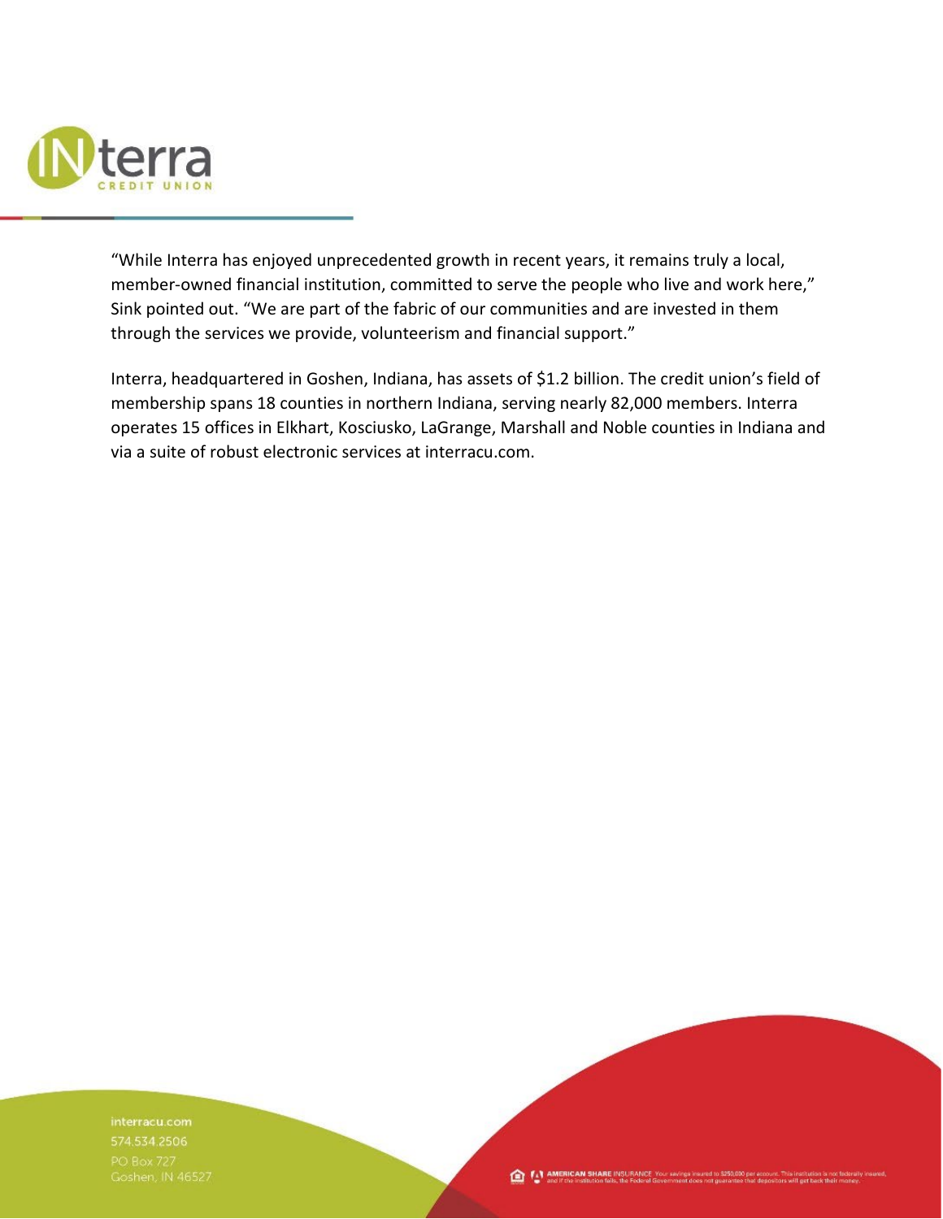"While Interra has enjoyed unprecedented growth in recent years, it remains truly a local, member-owned financial institution, committed to serve the people who live and work here," Sink pointed out. "We are part of the fabric of our communities and are invested in them through the services we provide, volunteerism and financial support."

Interra, headquartered in Goshen, Indiana, has assets of $1.2 billion. The credit union's field of membership spans 18 counties in northern Indiana, serving nearly 82,000 members. Interra operates 15 offices in Elkhart, Kosciusko, LaGrange, Marshall and Noble counties in Indiana and via a suite of robust electronic services at interracu.com.